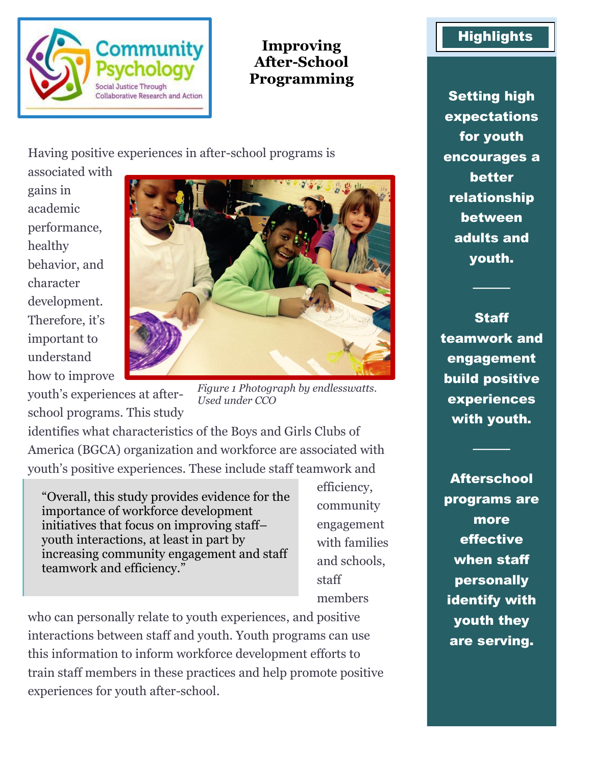Community Psychology
Social Justice Through Collaborative Research and Action

# Improving After-School Programming

Having positive experiences in after-school programs is associated with gains in academic performance, healthy behavior, and character development. Therefore, it's important to understand how to improve youth's experiences at after-school programs. This study identifies what characteristics of the Boys and Girls Clubs of America (BGCA) organization and workforce are associated with youth's positive experiences. These include staff teamwork and efficiency, community engagement with families and schools, staff members who can personally relate to youth experiences, and positive interactions between staff and youth. Youth programs can use this information to inform workforce development efforts to train staff members in these practices and help promote positive experiences for youth after-school.

*Figure 1 Photograph by endlesswatts. Used under CCO*

> "Overall, this study provides evidence for the importance of workforce development initiatives that focus on improving staff–youth interactions, at least in part by increasing community engagement and staff teamwork and efficiency."

## Highlights

**Setting high expectations for youth encourages a better relationship between adults and youth.**

**Staff teamwork and engagement build positive experiences with youth.**

**Afterschool programs are more effective when staff personally identify with youth they are serving.**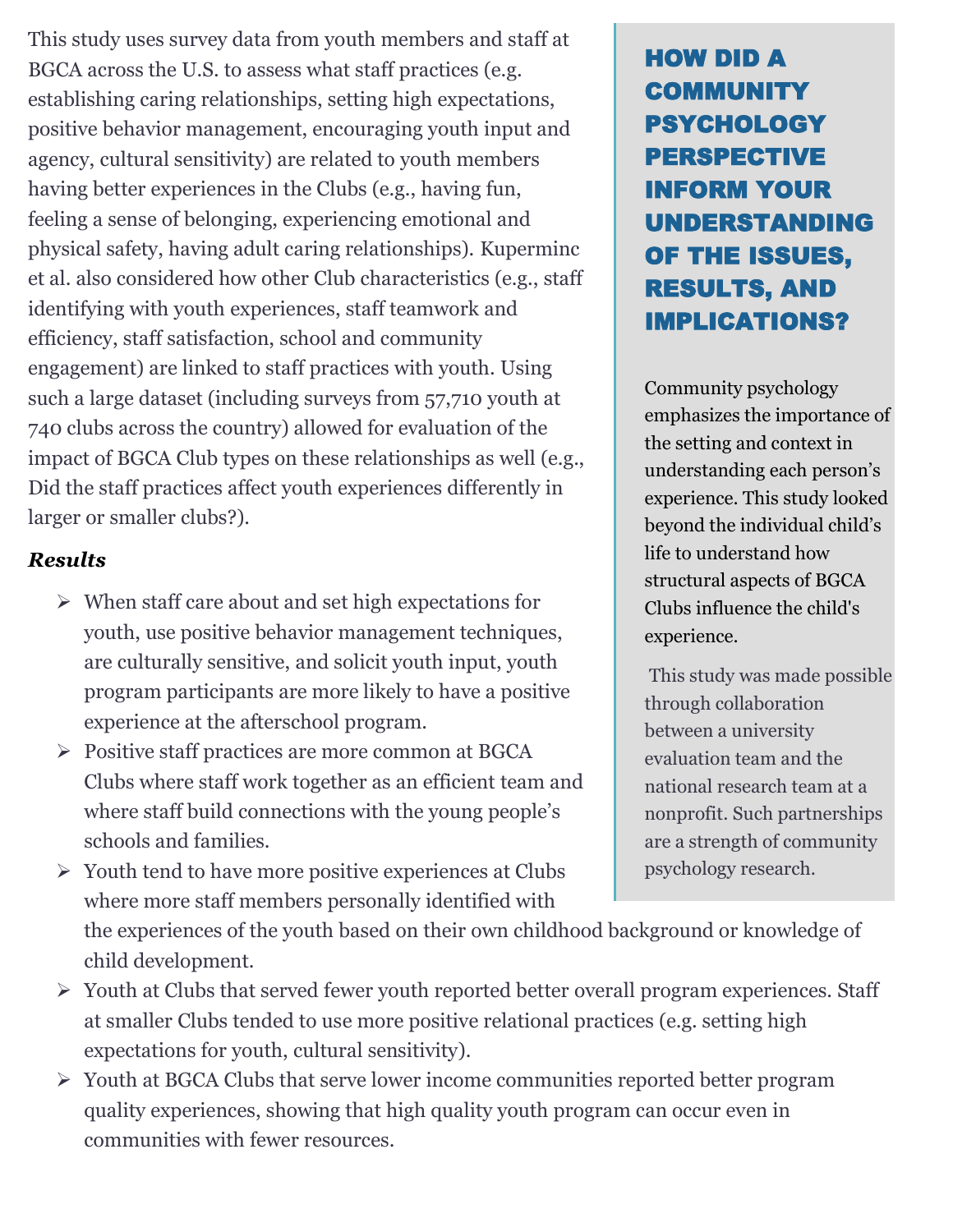This study uses survey data from youth members and staff at BGCA across the U.S. to assess what staff practices (e.g. establishing caring relationships, setting high expectations, positive behavior management, encouraging youth input and agency, cultural sensitivity) are related to youth members having better experiences in the Clubs (e.g., having fun, feeling a sense of belonging, experiencing emotional and physical safety, having adult caring relationships). Kuperminc et al. also considered how other Club characteristics (e.g., staff identifying with youth experiences, staff teamwork and efficiency, staff satisfaction, school and community engagement) are linked to staff practices with youth. Using such a large dataset (including surveys from 57,710 youth at 740 clubs across the country) allowed for evaluation of the impact of BGCA Club types on these relationships as well (e.g., Did the staff practices affect youth experiences differently in larger or smaller clubs?).

### *Results*

- When staff care about and set high expectations for youth, use positive behavior management techniques, are culturally sensitive, and solicit youth input, youth program participants are more likely to have a positive experience at the afterschool program.
- Positive staff practices are more common at BGCA Clubs where staff work together as an efficient team and where staff build connections with the young people's schools and families.
- Youth tend to have more positive experiences at Clubs where more staff members personally identified with the experiences of the youth based on their own childhood background or knowledge of child development.
- Youth at Clubs that served fewer youth reported better overall program experiences. Staff at smaller Clubs tended to use more positive relational practices (e.g. setting high expectations for youth, cultural sensitivity).
- Youth at BGCA Clubs that serve lower income communities reported better program quality experiences, showing that high quality youth program can occur even in communities with fewer resources.

## HOW DID A COMMUNITY PSYCHOLOGY PERSPECTIVE INFORM YOUR UNDERSTANDING OF THE ISSUES, RESULTS, AND IMPLICATIONS?

Community psychology emphasizes the importance of the setting and context in understanding each person's experience. This study looked beyond the individual child's life to understand how structural aspects of BGCA Clubs influence the child's experience.

This study was made possible through collaboration between a university evaluation team and the national research team at a nonprofit. Such partnerships are a strength of community psychology research.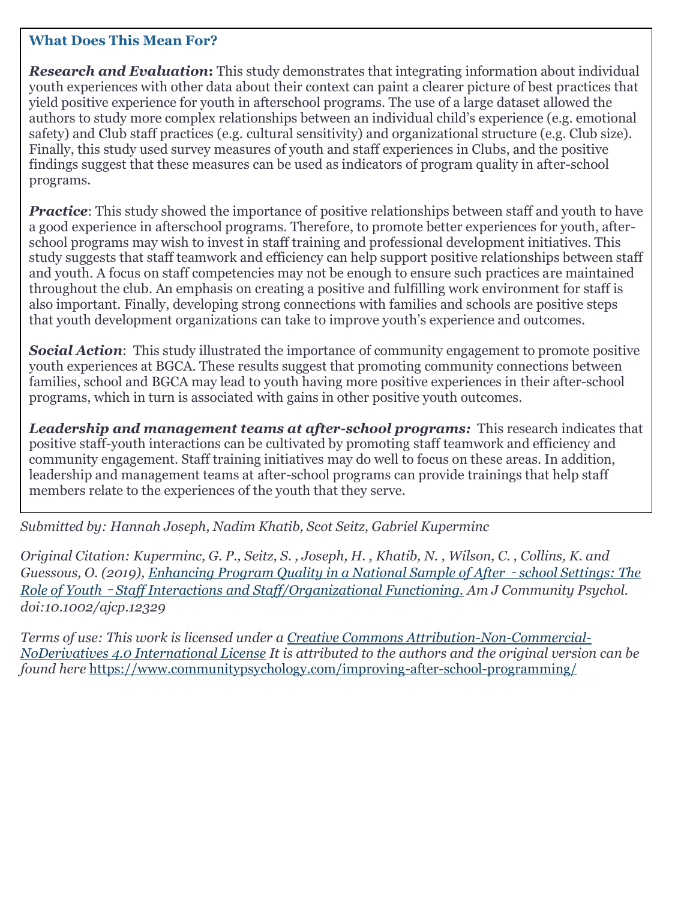### What Does This Mean For?

***Research and Evaluation*:** This study demonstrates that integrating information about individual youth experiences with other data about their context can paint a clearer picture of best practices that yield positive experience for youth in afterschool programs. The use of a large dataset allowed the authors to study more complex relationships between an individual child's experience (e.g. emotional safety) and Club staff practices (e.g. cultural sensitivity) and organizational structure (e.g. Club size). Finally, this study used survey measures of youth and staff experiences in Clubs, and the positive findings suggest that these measures can be used as indicators of program quality in after-school programs.

***Practice***: This study showed the importance of positive relationships between staff and youth to have a good experience in afterschool programs. Therefore, to promote better experiences for youth, after-school programs may wish to invest in staff training and professional development initiatives. This study suggests that staff teamwork and efficiency can help support positive relationships between staff and youth. A focus on staff competencies may not be enough to ensure such practices are maintained throughout the club. An emphasis on creating a positive and fulfilling work environment for staff is also important. Finally, developing strong connections with families and schools are positive steps that youth development organizations can take to improve youth's experience and outcomes.

***Social Action***: This study illustrated the importance of community engagement to promote positive youth experiences at BGCA. These results suggest that promoting community connections between families, school and BGCA may lead to youth having more positive experiences in their after-school programs, which in turn is associated with gains in other positive youth outcomes.

***Leadership and management teams at after-school programs:*** This research indicates that positive staff-youth interactions can be cultivated by promoting staff teamwork and efficiency and community engagement. Staff training initiatives may do well to focus on these areas. In addition, leadership and management teams at after-school programs can provide trainings that help staff members relate to the experiences of the youth that they serve.

*Submitted by: Hannah Joseph, Nadim Khatib, Scot Seitz, Gabriel Kuperminc*

*Original Citation: Kuperminc, G. P., Seitz, S. , Joseph, H. , Khatib, N. , Wilson, C. , Collins, K. and Guessous, O. (2019), Enhancing Program Quality in a National Sample of After‐school Settings: The Role of Youth‐Staff Interactions and Staff/Organizational Functioning. Am J Community Psychol. doi:10.1002/ajcp.12329*

*Terms of use: This work is licensed under a Creative Commons Attribution-Non-Commercial-NoDerivatives 4.0 International License It is attributed to the authors and the original version can be found here* https://www.communitypsychology.com/improving-after-school-programming/